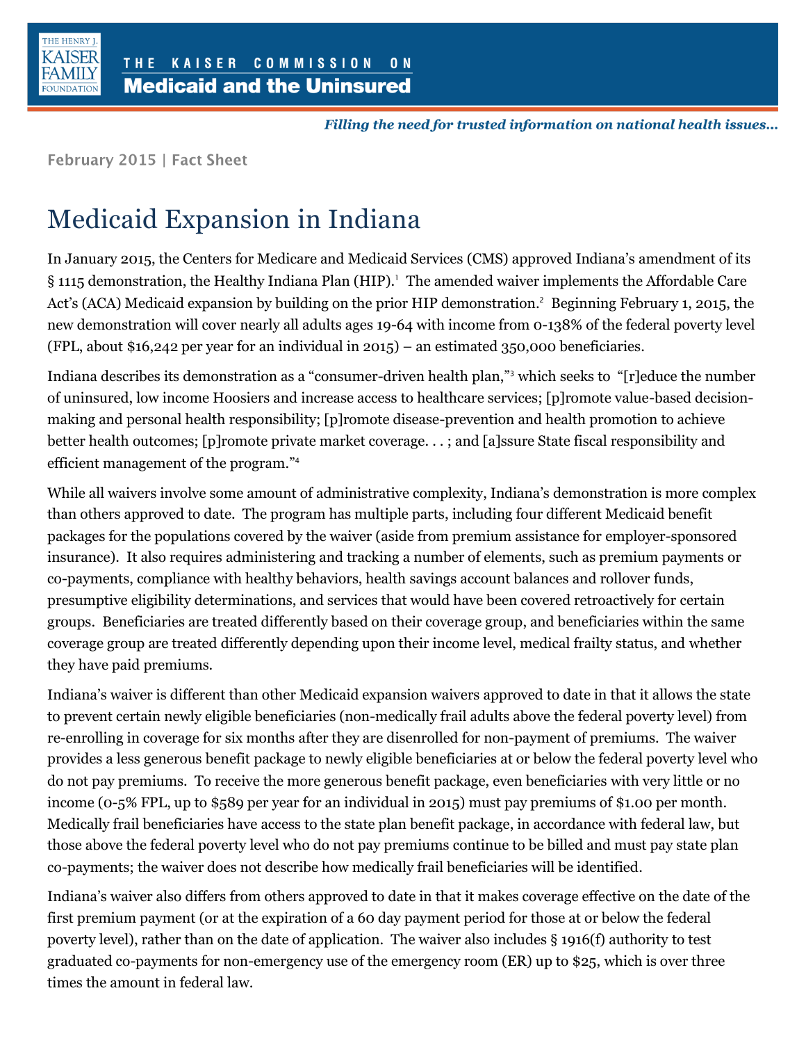THE HENRY J. KAISER FAMILY FOUNDATION

THE KAISER COMMISSION ON **Medicaid and the Uninsured**

*Filling the need for trusted information on national health issues…*

February 2015 | Fact Sheet

# Medicaid Expansion in Indiana

In January 2015, the Centers for Medicare and Medicaid Services (CMS) approved Indiana's amendment of its § 1115 demonstration, the Healthy Indiana Plan (HIP).[1] The amended waiver implements the Affordable Care Act's (ACA) Medicaid expansion by building on the prior HIP demonstration.[2] Beginning February 1, 2015, the new demonstration will cover nearly all adults ages 19-64 with income from 0-138% of the federal poverty level (FPL, about $16,242 per year for an individual in 2015) – an estimated 350,000 beneficiaries.

Indiana describes its demonstration as a "consumer-driven health plan,"[3] which seeks to "[r]educe the number of uninsured, low income Hoosiers and increase access to healthcare services; [p]romote value-based decision-making and personal health responsibility; [p]romote disease-prevention and health promotion to achieve better health outcomes; [p]romote private market coverage. . . ; and [a]ssure State fiscal responsibility and efficient management of the program."[4]

While all waivers involve some amount of administrative complexity, Indiana's demonstration is more complex than others approved to date. The program has multiple parts, including four different Medicaid benefit packages for the populations covered by the waiver (aside from premium assistance for employer-sponsored insurance). It also requires administering and tracking a number of elements, such as premium payments or co-payments, compliance with healthy behaviors, health savings account balances and rollover funds, presumptive eligibility determinations, and services that would have been covered retroactively for certain groups. Beneficiaries are treated differently based on their coverage group, and beneficiaries within the same coverage group are treated differently depending upon their income level, medical frailty status, and whether they have paid premiums.

Indiana's waiver is different than other Medicaid expansion waivers approved to date in that it allows the state to prevent certain newly eligible beneficiaries (non-medically frail adults above the federal poverty level) from re-enrolling in coverage for six months after they are disenrolled for non-payment of premiums. The waiver provides a less generous benefit package to newly eligible beneficiaries at or below the federal poverty level who do not pay premiums. To receive the more generous benefit package, even beneficiaries with very little or no income (0-5% FPL, up to $589 per year for an individual in 2015) must pay premiums of $1.00 per month. Medically frail beneficiaries have access to the state plan benefit package, in accordance with federal law, but those above the federal poverty level who do not pay premiums continue to be billed and must pay state plan co-payments; the waiver does not describe how medically frail beneficiaries will be identified.

Indiana's waiver also differs from others approved to date in that it makes coverage effective on the date of the first premium payment (or at the expiration of a 60 day payment period for those at or below the federal poverty level), rather than on the date of application. The waiver also includes § 1916(f) authority to test graduated co-payments for non-emergency use of the emergency room (ER) up to $25, which is over three times the amount in federal law.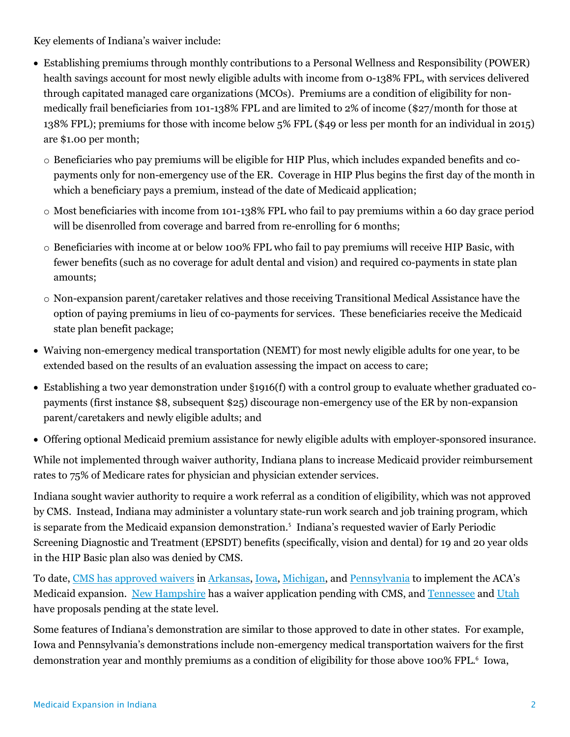Key elements of Indiana's waiver include:

- Establishing premiums through monthly contributions to a Personal Wellness and Responsibility (POWER) health savings account for most newly eligible adults with income from 0-138% FPL, with services delivered through capitated managed care organizations (MCOs). Premiums are a condition of eligibility for non-medically frail beneficiaries from 101-138% FPL and are limited to 2% of income ($27/month for those at 138% FPL); premiums for those with income below 5% FPL ($49 or less per month for an individual in 2015) are $1.00 per month;
  - Beneficiaries who pay premiums will be eligible for HIP Plus, which includes expanded benefits and co-payments only for non-emergency use of the ER. Coverage in HIP Plus begins the first day of the month in which a beneficiary pays a premium, instead of the date of Medicaid application;
  - Most beneficiaries with income from 101-138% FPL who fail to pay premiums within a 60 day grace period will be disenrolled from coverage and barred from re-enrolling for 6 months;
  - Beneficiaries with income at or below 100% FPL who fail to pay premiums will receive HIP Basic, with fewer benefits (such as no coverage for adult dental and vision) and required co-payments in state plan amounts;
  - Non-expansion parent/caretaker relatives and those receiving Transitional Medical Assistance have the option of paying premiums in lieu of co-payments for services. These beneficiaries receive the Medicaid state plan benefit package;
- Waiving non-emergency medical transportation (NEMT) for most newly eligible adults for one year, to be extended based on the results of an evaluation assessing the impact on access to care;
- Establishing a two year demonstration under §1916(f) with a control group to evaluate whether graduated co-payments (first instance $8, subsequent $25) discourage non-emergency use of the ER by non-expansion parent/caretakers and newly eligible adults; and
- Offering optional Medicaid premium assistance for newly eligible adults with employer-sponsored insurance.

While not implemented through waiver authority, Indiana plans to increase Medicaid provider reimbursement rates to 75% of Medicare rates for physician and physician extender services.

Indiana sought wavier authority to require a work referral as a condition of eligibility, which was not approved by CMS. Instead, Indiana may administer a voluntary state-run work search and job training program, which is separate from the Medicaid expansion demonstration.[5] Indiana's requested wavier of Early Periodic Screening Diagnostic and Treatment (EPSDT) benefits (specifically, vision and dental) for 19 and 20 year olds in the HIP Basic plan also was denied by CMS.

To date, CMS has approved waivers in Arkansas, Iowa, Michigan, and Pennsylvania to implement the ACA's Medicaid expansion. New Hampshire has a waiver application pending with CMS, and Tennessee and Utah have proposals pending at the state level.

Some features of Indiana's demonstration are similar to those approved to date in other states. For example, Iowa and Pennsylvania's demonstrations include non-emergency medical transportation waivers for the first demonstration year and monthly premiums as a condition of eligibility for those above 100% FPL.[6] Iowa,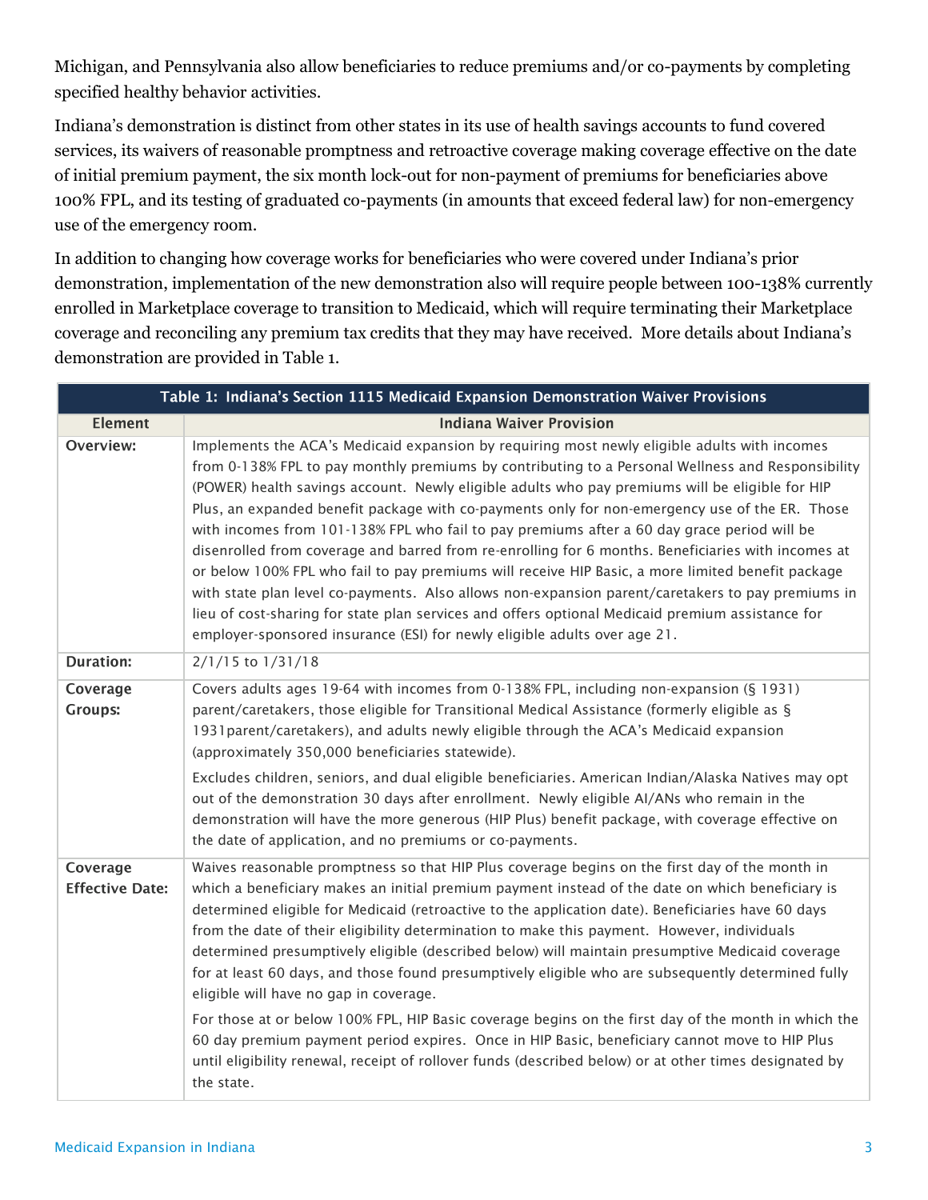Michigan, and Pennsylvania also allow beneficiaries to reduce premiums and/or co-payments by completing specified healthy behavior activities.

Indiana's demonstration is distinct from other states in its use of health savings accounts to fund covered services, its waivers of reasonable promptness and retroactive coverage making coverage effective on the date of initial premium payment, the six month lock-out for non-payment of premiums for beneficiaries above 100% FPL, and its testing of graduated co-payments (in amounts that exceed federal law) for non-emergency use of the emergency room.

In addition to changing how coverage works for beneficiaries who were covered under Indiana's prior demonstration, implementation of the new demonstration also will require people between 100-138% currently enrolled in Marketplace coverage to transition to Medicaid, which will require terminating their Marketplace coverage and reconciling any premium tax credits that they may have received. More details about Indiana's demonstration are provided in Table 1.

**Table 1: Indiana's Section 1115 Medicaid Expansion Demonstration Waiver Provisions**

| Element | Indiana Waiver Provision |
|---|---|
| **Overview:** | Implements the ACA's Medicaid expansion by requiring most newly eligible adults with incomes from 0-138% FPL to pay monthly premiums by contributing to a Personal Wellness and Responsibility (POWER) health savings account. Newly eligible adults who pay premiums will be eligible for HIP Plus, an expanded benefit package with co-payments only for non-emergency use of the ER. Those with incomes from 101-138% FPL who fail to pay premiums after a 60 day grace period will be disenrolled from coverage and barred from re-enrolling for 6 months. Beneficiaries with incomes at or below 100% FPL who fail to pay premiums will receive HIP Basic, a more limited benefit package with state plan level co-payments. Also allows non-expansion parent/caretakers to pay premiums in lieu of cost-sharing for state plan services and offers optional Medicaid premium assistance for employer-sponsored insurance (ESI) for newly eligible adults over age 21. |
| **Duration:** | 2/1/15 to 1/31/18 |
| **Coverage Groups:** | Covers adults ages 19-64 with incomes from 0-138% FPL, including non-expansion (§ 1931) parent/caretakers, those eligible for Transitional Medical Assistance (formerly eligible as § 1931parent/caretakers), and adults newly eligible through the ACA's Medicaid expansion (approximately 350,000 beneficiaries statewide). <br><br> Excludes children, seniors, and dual eligible beneficiaries. American Indian/Alaska Natives may opt out of the demonstration 30 days after enrollment. Newly eligible AI/ANs who remain in the demonstration will have the more generous (HIP Plus) benefit package, with coverage effective on the date of application, and no premiums or co-payments. |
| **Coverage Effective Date:** | Waives reasonable promptness so that HIP Plus coverage begins on the first day of the month in which a beneficiary makes an initial premium payment instead of the date on which beneficiary is determined eligible for Medicaid (retroactive to the application date). Beneficiaries have 60 days from the date of their eligibility determination to make this payment. However, individuals determined presumptively eligible (described below) will maintain presumptive Medicaid coverage for at least 60 days, and those found presumptively eligible who are subsequently determined fully eligible will have no gap in coverage. <br><br> For those at or below 100% FPL, HIP Basic coverage begins on the first day of the month in which the 60 day premium payment period expires. Once in HIP Basic, beneficiary cannot move to HIP Plus until eligibility renewal, receipt of rollover funds (described below) or at other times designated by the state. |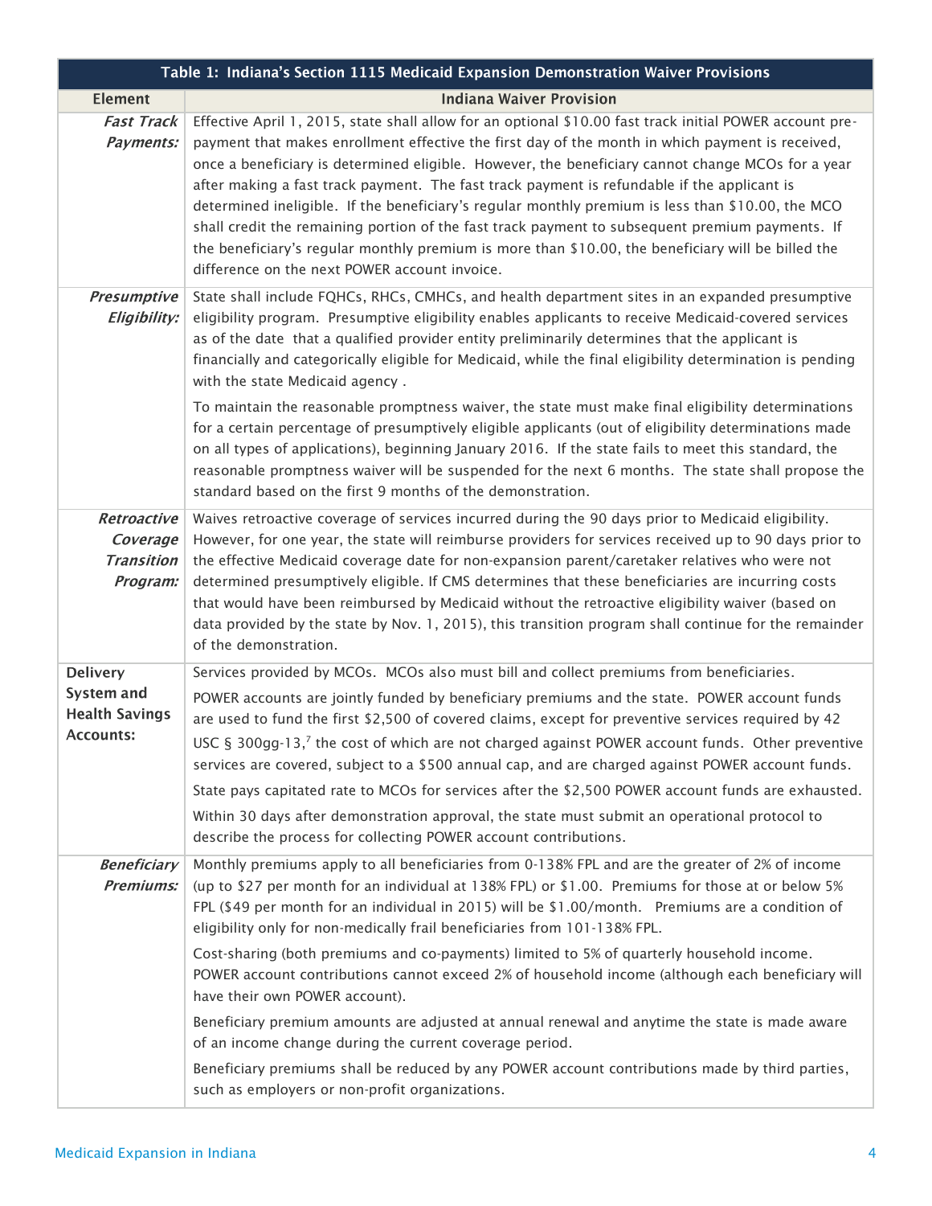| Table 1: Indiana's Section 1115 Medicaid Expansion Demonstration Waiver Provisions | |
|---|---|
| **Element** | **Indiana Waiver Provision** |
| ***Fast Track Payments:*** | Effective April 1, 2015, state shall allow for an optional $10.00 fast track initial POWER account pre-payment that makes enrollment effective the first day of the month in which payment is received, once a beneficiary is determined eligible. However, the beneficiary cannot change MCOs for a year after making a fast track payment. The fast track payment is refundable if the applicant is determined ineligible. If the beneficiary's regular monthly premium is less than $10.00, the MCO shall credit the remaining portion of the fast track payment to subsequent premium payments. If the beneficiary's regular monthly premium is more than $10.00, the beneficiary will be billed the difference on the next POWER account invoice. |
| ***Presumptive Eligibility:*** | State shall include FQHCs, RHCs, CMHCs, and health department sites in an expanded presumptive eligibility program. Presumptive eligibility enables applicants to receive Medicaid-covered services as of the date that a qualified provider entity preliminarily determines that the applicant is financially and categorically eligible for Medicaid, while the final eligibility determination is pending with the state Medicaid agency .<br><br>To maintain the reasonable promptness waiver, the state must make final eligibility determinations for a certain percentage of presumptively eligible applicants (out of eligibility determinations made on all types of applications), beginning January 2016. If the state fails to meet this standard, the reasonable promptness waiver will be suspended for the next 6 months. The state shall propose the standard based on the first 9 months of the demonstration. |
| ***Retroactive Coverage Transition Program:*** | Waives retroactive coverage of services incurred during the 90 days prior to Medicaid eligibility. However, for one year, the state will reimburse providers for services received up to 90 days prior to the effective Medicaid coverage date for non-expansion parent/caretaker relatives who were not determined presumptively eligible. If CMS determines that these beneficiaries are incurring costs that would have been reimbursed by Medicaid without the retroactive eligibility waiver (based on data provided by the state by Nov. 1, 2015), this transition program shall continue for the remainder of the demonstration. |
| **Delivery System and Health Savings Accounts:** | Services provided by MCOs. MCOs also must bill and collect premiums from beneficiaries.<br><br>POWER accounts are jointly funded by beneficiary premiums and the state. POWER account funds are used to fund the first $2,500 of covered claims, except for preventive services required by 42 USC § 300gg-13,[7] the cost of which are not charged against POWER account funds. Other preventive services are covered, subject to a $500 annual cap, and are charged against POWER account funds.<br><br>State pays capitated rate to MCOs for services after the $2,500 POWER account funds are exhausted.<br><br>Within 30 days after demonstration approval, the state must submit an operational protocol to describe the process for collecting POWER account contributions. |
| ***Beneficiary Premiums:*** | Monthly premiums apply to all beneficiaries from 0-138% FPL and are the greater of 2% of income (up to $27 per month for an individual at 138% FPL) or $1.00. Premiums for those at or below 5% FPL ($49 per month for an individual in 2015) will be $1.00/month. Premiums are a condition of eligibility only for non-medically frail beneficiaries from 101-138% FPL.<br><br>Cost-sharing (both premiums and co-payments) limited to 5% of quarterly household income. POWER account contributions cannot exceed 2% of household income (although each beneficiary will have their own POWER account).<br><br>Beneficiary premium amounts are adjusted at annual renewal and anytime the state is made aware of an income change during the current coverage period.<br><br>Beneficiary premiums shall be reduced by any POWER account contributions made by third parties, such as employers or non-profit organizations. |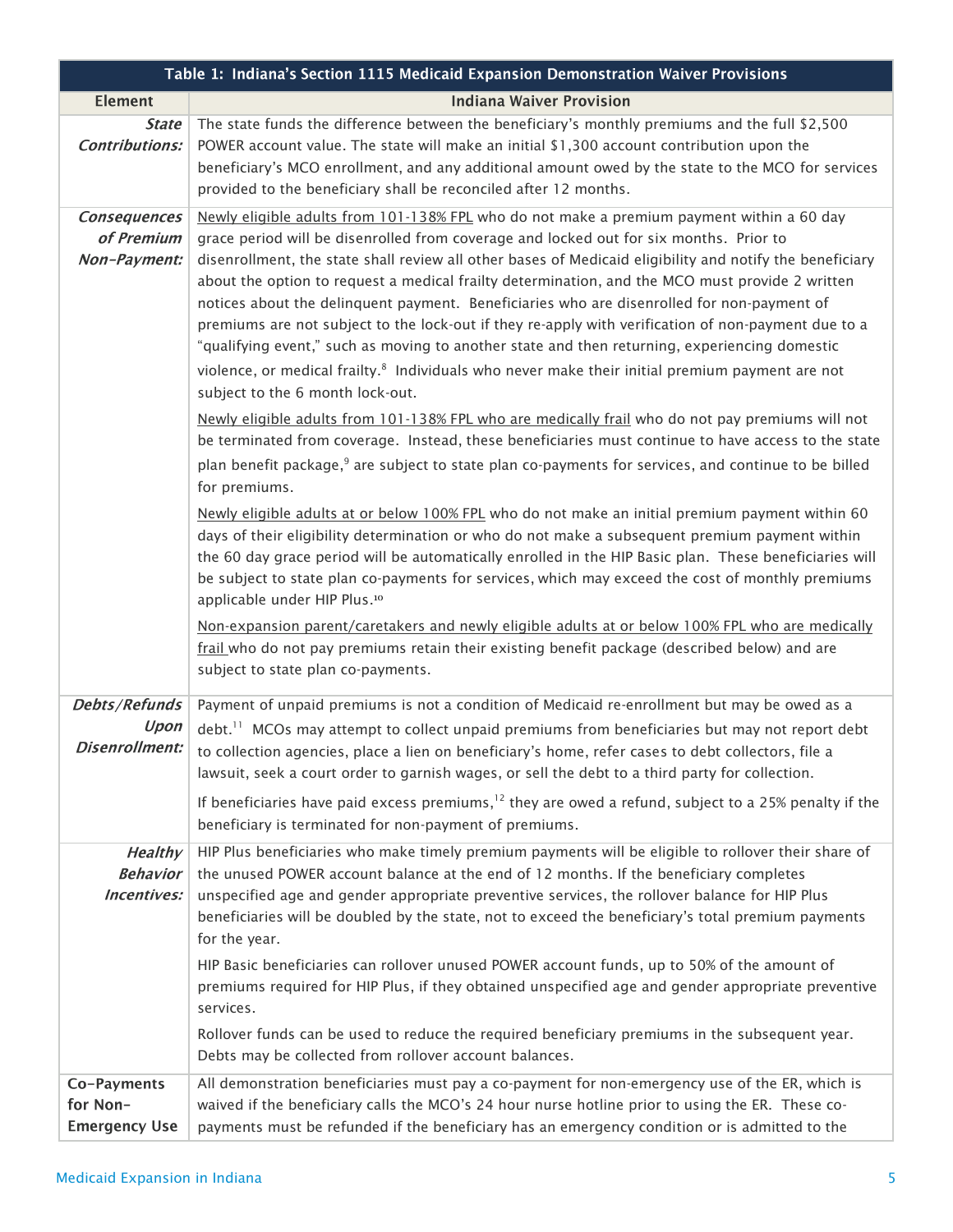| Table 1: Indiana's Section 1115 Medicaid Expansion Demonstration Waiver Provisions | |
|---|---|
| **Element** | **Indiana Waiver Provision** |
| ***State Contributions:*** | The state funds the difference between the beneficiary's monthly premiums and the full $2,500 POWER account value. The state will make an initial $1,300 account contribution upon the beneficiary's MCO enrollment, and any additional amount owed by the state to the MCO for services provided to the beneficiary shall be reconciled after 12 months. |
| ***Consequences of Premium Non-Payment:*** | <u>Newly eligible adults from 101-138% FPL</u> who do not make a premium payment within a 60 day grace period will be disenrolled from coverage and locked out for six months. Prior to disenrollment, the state shall review all other bases of Medicaid eligibility and notify the beneficiary about the option to request a medical frailty determination, and the MCO must provide 2 written notices about the delinquent payment. Beneficiaries who are disenrolled for non-payment of premiums are not subject to the lock-out if they re-apply with verification of non-payment due to a "qualifying event," such as moving to another state and then returning, experiencing domestic violence, or medical frailty.[8] Individuals who never make their initial premium payment are not subject to the 6 month lock-out.<br><br><u>Newly eligible adults from 101-138% FPL who are medically frail</u> who do not pay premiums will not be terminated from coverage. Instead, these beneficiaries must continue to have access to the state plan benefit package,[9] are subject to state plan co-payments for services, and continue to be billed for premiums.<br><br><u>Newly eligible adults at or below 100% FPL</u> who do not make an initial premium payment within 60 days of their eligibility determination or who do not make a subsequent premium payment within the 60 day grace period will be automatically enrolled in the HIP Basic plan. These beneficiaries will be subject to state plan co-payments for services, which may exceed the cost of monthly premiums applicable under HIP Plus.[10]<br><br><u>Non-expansion parent/caretakers and newly eligible adults at or below 100% FPL who are medically frail</u> who do not pay premiums retain their existing benefit package (described below) and are subject to state plan co-payments. |
| ***Debts/Refunds Upon Disenrollment:*** | Payment of unpaid premiums is not a condition of Medicaid re-enrollment but may be owed as a debt.[11] MCOs may attempt to collect unpaid premiums from beneficiaries but may not report debt to collection agencies, place a lien on beneficiary's home, refer cases to debt collectors, file a lawsuit, seek a court order to garnish wages, or sell the debt to a third party for collection.<br><br>If beneficiaries have paid excess premiums,[12] they are owed a refund, subject to a 25% penalty if the beneficiary is terminated for non-payment of premiums. |
| ***Healthy Behavior Incentives:*** | HIP Plus beneficiaries who make timely premium payments will be eligible to rollover their share of the unused POWER account balance at the end of 12 months. If the beneficiary completes unspecified age and gender appropriate preventive services, the rollover balance for HIP Plus beneficiaries will be doubled by the state, not to exceed the beneficiary's total premium payments for the year.<br><br>HIP Basic beneficiaries can rollover unused POWER account funds, up to 50% of the amount of premiums required for HIP Plus, if they obtained unspecified age and gender appropriate preventive services.<br><br>Rollover funds can be used to reduce the required beneficiary premiums in the subsequent year. Debts may be collected from rollover account balances. |
| **Co-Payments for Non-Emergency Use** | All demonstration beneficiaries must pay a co-payment for non-emergency use of the ER, which is waived if the beneficiary calls the MCO's 24 hour nurse hotline prior to using the ER. These co-payments must be refunded if the beneficiary has an emergency condition or is admitted to the |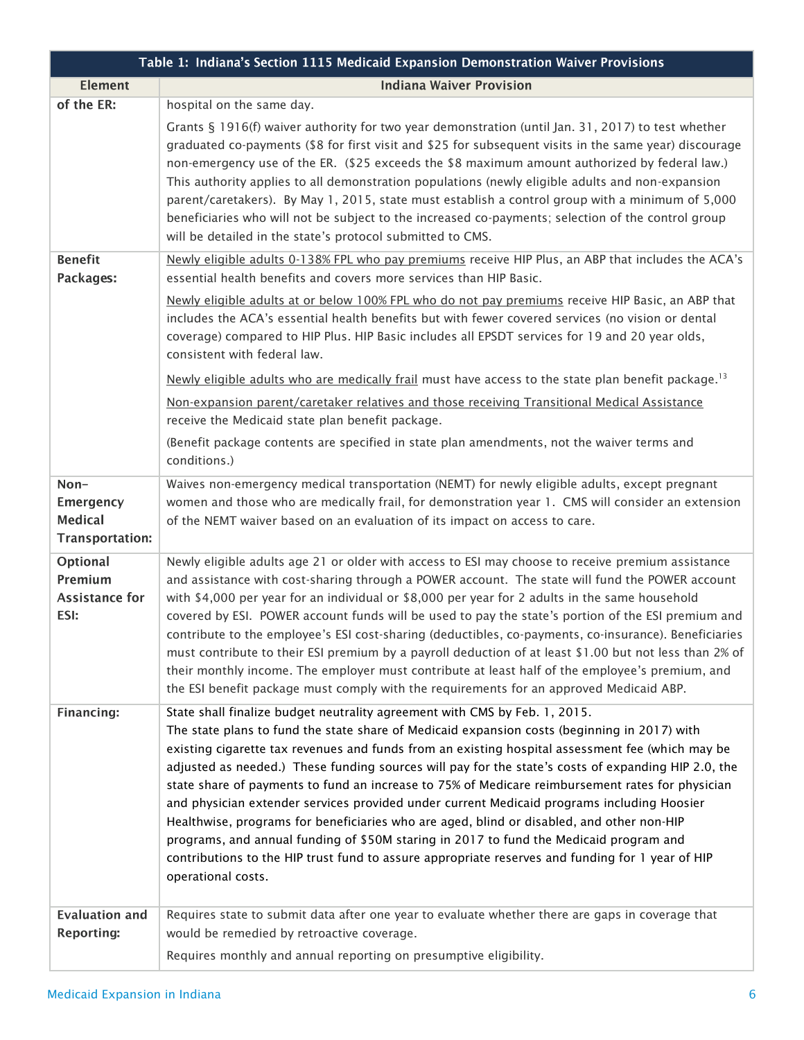| Table 1: Indiana's Section 1115 Medicaid Expansion Demonstration Waiver Provisions | |
|---|---|
| **Element** | **Indiana Waiver Provision** |
| **of the ER:** | hospital on the same day.<br><br>Grants § 1916(f) waiver authority for two year demonstration (until Jan. 31, 2017) to test whether graduated co-payments ($8 for first visit and $25 for subsequent visits in the same year) discourage non-emergency use of the ER. ($25 exceeds the $8 maximum amount authorized by federal law.) This authority applies to all demonstration populations (newly eligible adults and non-expansion parent/caretakers). By May 1, 2015, state must establish a control group with a minimum of 5,000 beneficiaries who will not be subject to the increased co-payments; selection of the control group will be detailed in the state's protocol submitted to CMS. |
| **Benefit Packages:** | <u>Newly eligible adults 0-138% FPL who pay premiums</u> receive HIP Plus, an ABP that includes the ACA's essential health benefits and covers more services than HIP Basic.<br><br><u>Newly eligible adults at or below 100% FPL who do not pay premiums</u> receive HIP Basic, an ABP that includes the ACA's essential health benefits but with fewer covered services (no vision or dental coverage) compared to HIP Plus. HIP Basic includes all EPSDT services for 19 and 20 year olds, consistent with federal law.<br><br><u>Newly eligible adults who are medically frail</u> must have access to the state plan benefit package.[13]<br><br><u>Non-expansion parent/caretaker relatives and those receiving Transitional Medical Assistance</u> receive the Medicaid state plan benefit package.<br><br>(Benefit package contents are specified in state plan amendments, not the waiver terms and conditions.) |
| **Non-Emergency Medical Transportation:** | Waives non-emergency medical transportation (NEMT) for newly eligible adults, except pregnant women and those who are medically frail, for demonstration year 1. CMS will consider an extension of the NEMT waiver based on an evaluation of its impact on access to care. |
| **Optional Premium Assistance for ESI:** | Newly eligible adults age 21 or older with access to ESI may choose to receive premium assistance and assistance with cost-sharing through a POWER account. The state will fund the POWER account with $4,000 per year for an individual or $8,000 per year for 2 adults in the same household covered by ESI. POWER account funds will be used to pay the state's portion of the ESI premium and contribute to the employee's ESI cost-sharing (deductibles, co-payments, co-insurance). Beneficiaries must contribute to their ESI premium by a payroll deduction of at least $1.00 but not less than 2% of their monthly income. The employer must contribute at least half of the employee's premium, and the ESI benefit package must comply with the requirements for an approved Medicaid ABP. |
| **Financing:** | State shall finalize budget neutrality agreement with CMS by Feb. 1, 2015.<br>The state plans to fund the state share of Medicaid expansion costs (beginning in 2017) with existing cigarette tax revenues and funds from an existing hospital assessment fee (which may be adjusted as needed.) These funding sources will pay for the state's costs of expanding HIP 2.0, the state share of payments to fund an increase to 75% of Medicare reimbursement rates for physician and physician extender services provided under current Medicaid programs including Hoosier Healthwise, programs for beneficiaries who are aged, blind or disabled, and other non-HIP programs, and annual funding of $50M staring in 2017 to fund the Medicaid program and contributions to the HIP trust fund to assure appropriate reserves and funding for 1 year of HIP operational costs. |
| **Evaluation and Reporting:** | Requires state to submit data after one year to evaluate whether there are gaps in coverage that would be remedied by retroactive coverage.<br><br>Requires monthly and annual reporting on presumptive eligibility. |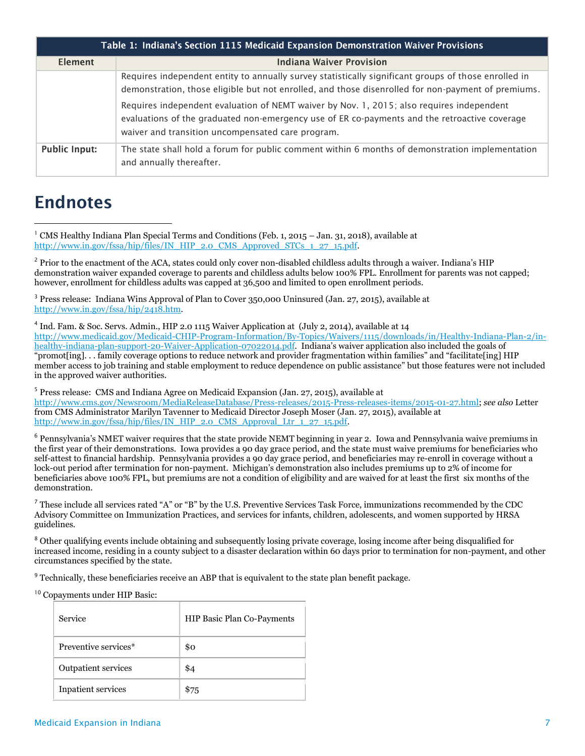| Table 1: Indiana's Section 1115 Medicaid Expansion Demonstration Waiver Provisions | |
|---|---|
| **Element** | **Indiana Waiver Provision** |
| | Requires independent entity to annually survey statistically significant groups of those enrolled in demonstration, those eligible but not enrolled, and those disenrolled for non-payment of premiums.<br><br>Requires independent evaluation of NEMT waiver by Nov. 1, 2015; also requires independent evaluations of the graduated non-emergency use of ER co-payments and the retroactive coverage waiver and transition uncompensated care program. |
| **Public Input:** | The state shall hold a forum for public comment within 6 months of demonstration implementation and annually thereafter. |

# Endnotes

[1] CMS Healthy Indiana Plan Special Terms and Conditions (Feb. 1, 2015 – Jan. 31, 2018), available at http://www.in.gov/fssa/hip/files/IN_HIP_2.0_CMS_Approved_STCs_1_27_15.pdf.

[2] Prior to the enactment of the ACA, states could only cover non-disabled childless adults through a waiver. Indiana's HIP demonstration waiver expanded coverage to parents and childless adults below 100% FPL. Enrollment for parents was not capped; however, enrollment for childless adults was capped at 36,500 and limited to open enrollment periods.

[3] Press release: Indiana Wins Approval of Plan to Cover 350,000 Uninsured (Jan. 27, 2015), available at http://www.in.gov/fssa/hip/2418.htm.

[4] Ind. Fam. & Soc. Servs. Admin., HIP 2.0 1115 Waiver Application at (July 2, 2014), available at 14 http://www.medicaid.gov/Medicaid-CHIP-Program-Information/By-Topics/Waivers/1115/downloads/in/Healthy-Indiana-Plan-2/in-healthy-indiana-plan-support-20-Waiver-Application-07022014.pdf. Indiana's waiver application also included the goals of "promot[ing]. . . family coverage options to reduce network and provider fragmentation within families" and "facilitate[ing] HIP member access to job training and stable employment to reduce dependence on public assistance" but those features were not included in the approved waiver authorities.

[5] Press release: CMS and Indiana Agree on Medicaid Expansion (Jan. 27, 2015), available at http://www.cms.gov/Newsroom/MediaReleaseDatabase/Press-releases/2015-Press-releases-items/2015-01-27.html; *see also* Letter from CMS Administrator Marilyn Tavenner to Medicaid Director Joseph Moser (Jan. 27, 2015), available at http://www.in.gov/fssa/hip/files/IN_HIP_2.0_CMS_Approval_Ltr_1_27_15.pdf.

[6] Pennsylvania's NMET waiver requires that the state provide NEMT beginning in year 2. Iowa and Pennsylvania waive premiums in the first year of their demonstrations. Iowa provides a 90 day grace period, and the state must waive premiums for beneficiaries who self-attest to financial hardship. Pennsylvania provides a 90 day grace period, and beneficiaries may re-enroll in coverage without a lock-out period after termination for non-payment. Michigan's demonstration also includes premiums up to 2% of income for beneficiaries above 100% FPL, but premiums are not a condition of eligibility and are waived for at least the first six months of the demonstration.

[7] These include all services rated "A" or "B" by the U.S. Preventive Services Task Force, immunizations recommended by the CDC Advisory Committee on Immunization Practices, and services for infants, children, adolescents, and women supported by HRSA guidelines.

[8] Other qualifying events include obtaining and subsequently losing private coverage, losing income after being disqualified for increased income, residing in a county subject to a disaster declaration within 60 days prior to termination for non-payment, and other circumstances specified by the state.

[9] Technically, these beneficiaries receive an ABP that is equivalent to the state plan benefit package.

[10] Copayments under HIP Basic:

| Service | HIP Basic Plan Co-Payments |
|---|---|
| Preventive services* | $0 |
| Outpatient services | $4 |
| Inpatient services | $75 |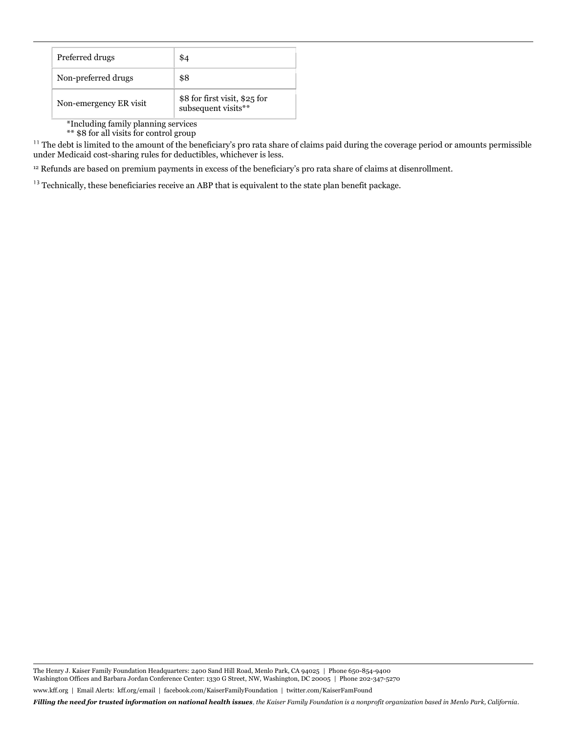| | |
| --- | --- |
| Preferred drugs | $4 |
| Non-preferred drugs | $8 |
| Non-emergency ER visit | $8 for first visit, $25 for subsequent visits** |

*Including family planning services

** $8 for all visits for control group

[11] The debt is limited to the amount of the beneficiary's pro rata share of claims paid during the coverage period or amounts permissible under Medicaid cost-sharing rules for deductibles, whichever is less.

[12] Refunds are based on premium payments in excess of the beneficiary's pro rata share of claims at disenrollment.

[13] Technically, these beneficiaries receive an ABP that is equivalent to the state plan benefit package.

The Henry J. Kaiser Family Foundation Headquarters: 2400 Sand Hill Road, Menlo Park, CA 94025 | Phone 650-854-9400
Washington Offices and Barbara Jordan Conference Center: 1330 G Street, NW, Washington, DC 20005 | Phone 202-347-5270

www.kff.org | Email Alerts: kff.org/email | facebook.com/KaiserFamilyFoundation | twitter.com/KaiserFamFound

***Filling the need for trusted information on national health issues**, the Kaiser Family Foundation is a nonprofit organization based in Menlo Park, California.*